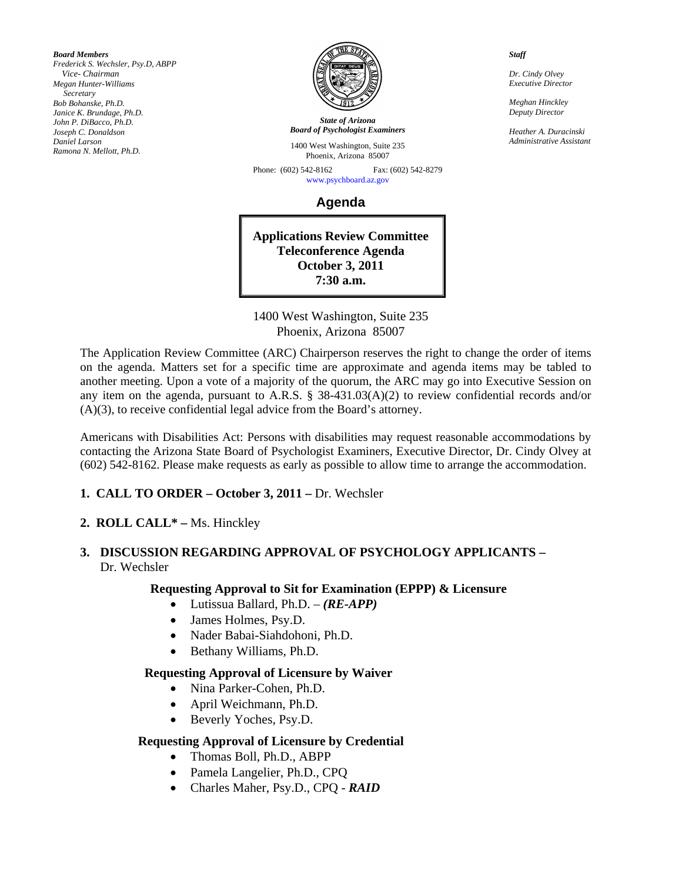*Board Members*
*Frederick S. Wechsler, Psy.D, ABPP*
*Vice- Chairman*
*Megan Hunter-Williams*
*Secretary*
*Bob Bohanske, Ph.D.*
*Janice K. Brundage, Ph.D.*
*John P. DiBacco, Ph.D.*
*Joseph C. Donaldson*
*Daniel Larson*
*Ramona N. Mellott, Ph.D.*

***State of Arizona***
***Board of Psychologist Examiners***

1400 West Washington, Suite 235
Phoenix, Arizona 85007

Phone: (602) 542-8162 Fax: (602) 542-8279
www.psychboard.az.gov

*Staff*

*Dr. Cindy Olvey*
*Executive Director*

*Meghan Hinckley*
*Deputy Director*

*Heather A. Duracinski*
*Administrative Assistant*

# Agenda

**Applications Review Committee**
**Teleconference Agenda**
**October 3, 2011**
**7:30 a.m.**

1400 West Washington, Suite 235
Phoenix, Arizona 85007

The Application Review Committee (ARC) Chairperson reserves the right to change the order of items on the agenda. Matters set for a specific time are approximate and agenda items may be tabled to another meeting. Upon a vote of a majority of the quorum, the ARC may go into Executive Session on any item on the agenda, pursuant to A.R.S. § 38-431.03(A)(2) to review confidential records and/or (A)(3), to receive confidential legal advice from the Board's attorney.

Americans with Disabilities Act: Persons with disabilities may request reasonable accommodations by contacting the Arizona State Board of Psychologist Examiners, Executive Director, Dr. Cindy Olvey at (602) 542-8162. Please make requests as early as possible to allow time to arrange the accommodation.

1. **CALL TO ORDER – October 3, 2011 –** Dr. Wechsler

2. **ROLL CALL\* –** Ms. Hinckley

3. **DISCUSSION REGARDING APPROVAL OF PSYCHOLOGY APPLICANTS –** Dr. Wechsler

**Requesting Approval to Sit for Examination (EPPP) & Licensure**

- Lutissua Ballard, Ph.D. – ***(RE-APP)***
- James Holmes, Psy.D.
- Nader Babai-Siahdohoni, Ph.D.
- Bethany Williams, Ph.D.

**Requesting Approval of Licensure by Waiver**

- Nina Parker-Cohen, Ph.D.
- April Weichmann, Ph.D.
- Beverly Yoches, Psy.D.

**Requesting Approval of Licensure by Credential**

- Thomas Boll, Ph.D., ABPP
- Pamela Langelier, Ph.D., CPQ
- Charles Maher, Psy.D., CPQ - ***RAID***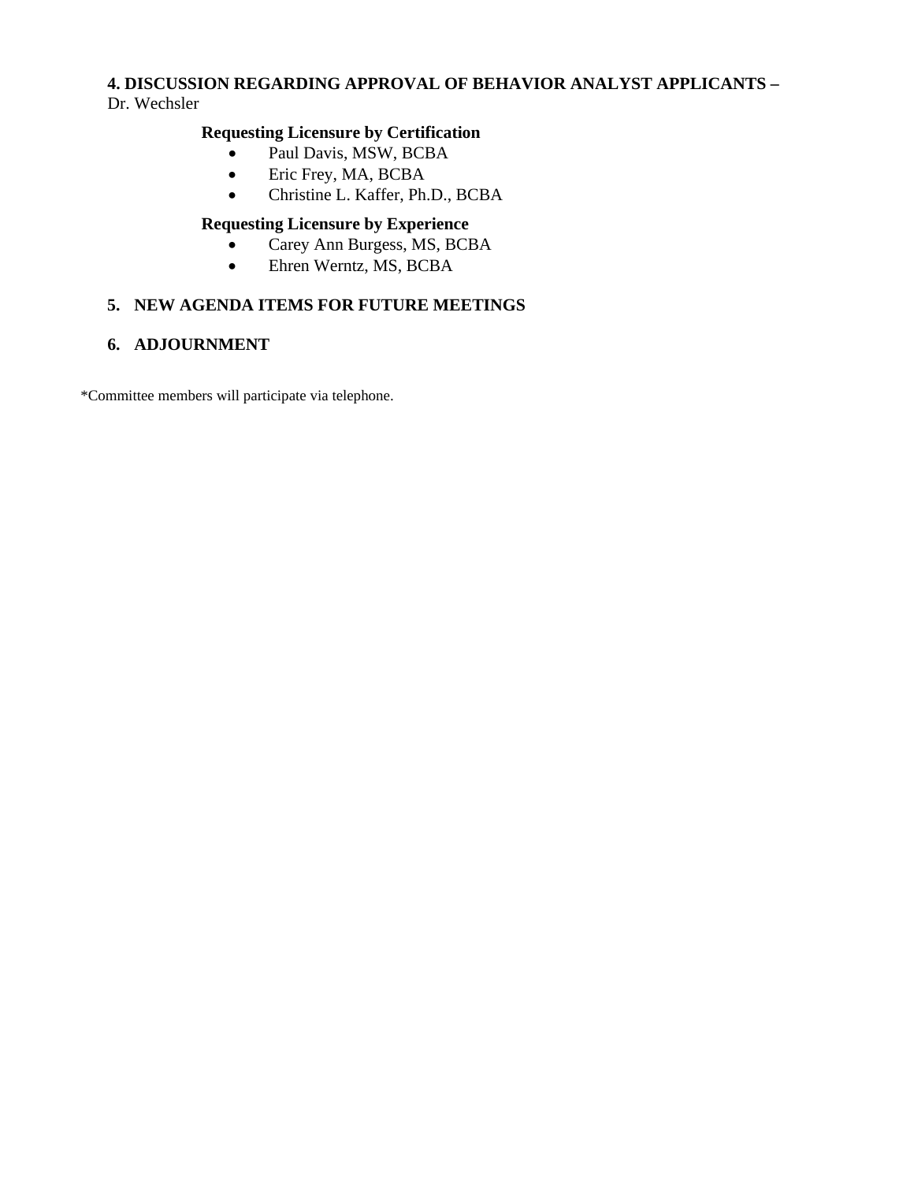**4. DISCUSSION REGARDING APPROVAL OF BEHAVIOR ANALYST APPLICANTS –**
Dr. Wechsler

**Requesting Licensure by Certification**

- Paul Davis, MSW, BCBA
- Eric Frey, MA, BCBA
- Christine L. Kaffer, Ph.D., BCBA

**Requesting Licensure by Experience**

- Carey Ann Burgess, MS, BCBA
- Ehren Werntz, MS, BCBA

**5. NEW AGENDA ITEMS FOR FUTURE MEETINGS**

**6. ADJOURNMENT**

*Committee members will participate via telephone.